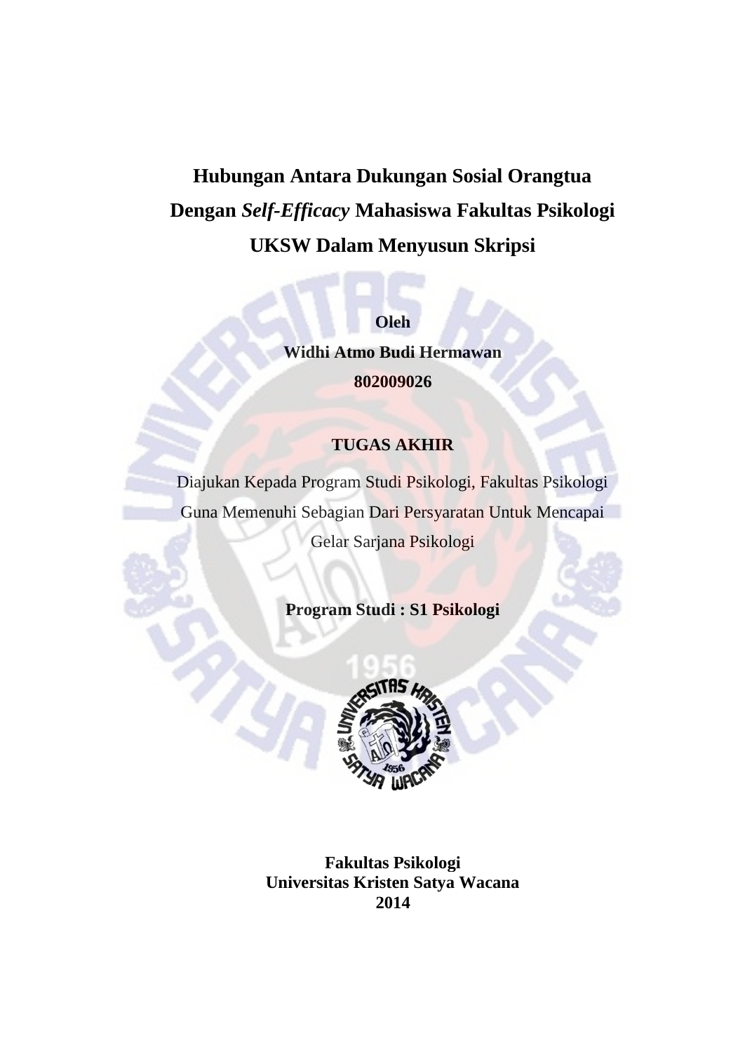# Hubungan Antara Dukungan Sosial Orangtua Dengan *Self-Efficacy* Mahasiswa Fakultas Psikologi UKSW Dalam Menyusun Skripsi

**Oleh**

**Widhi Atmo Budi Hermawan**

**802009026**

**TUGAS AKHIR**

Diajukan Kepada Program Studi Psikologi, Fakultas Psikologi Guna Memenuhi Sebagian Dari Persyaratan Untuk Mencapai Gelar Sarjana Psikologi

**Program Studi : S1 Psikologi**

**Fakultas Psikologi**
**Universitas Kristen Satya Wacana**
**2014**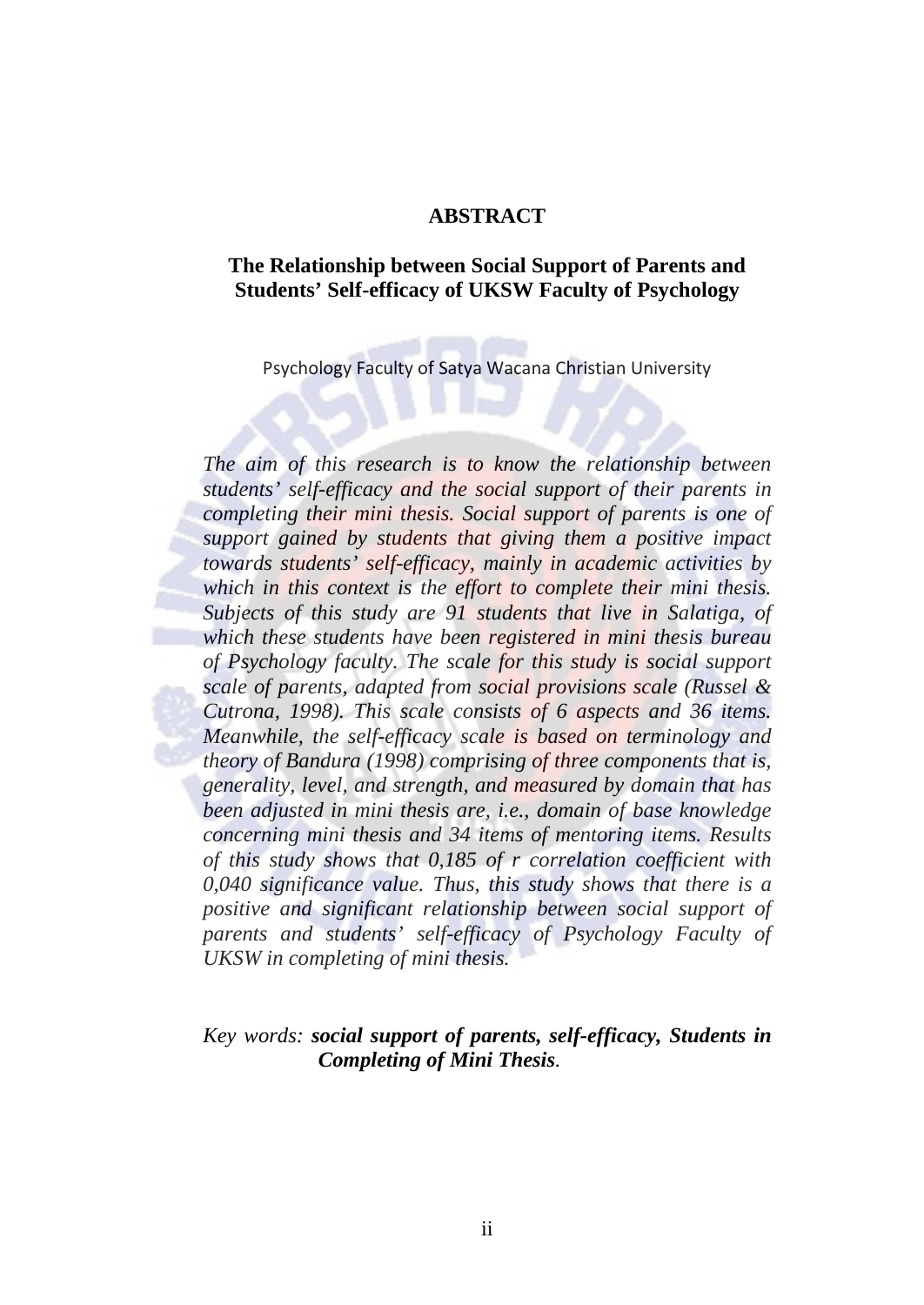# ABSTRACT

## The Relationship between Social Support of Parents and Students' Self-efficacy of UKSW Faculty of Psychology

Psychology Faculty of Satya Wacana Christian University

*The aim of this research is to know the relationship between students' self-efficacy and the social support of their parents in completing their mini thesis. Social support of parents is one of support gained by students that giving them a positive impact towards students' self-efficacy, mainly in academic activities by which in this context is the effort to complete their mini thesis. Subjects of this study are 91 students that live in Salatiga, of which these students have been registered in mini thesis bureau of Psychology faculty. The scale for this study is social support scale of parents, adapted from social provisions scale (Russel & Cutrona, 1998). This scale consists of 6 aspects and 36 items. Meanwhile, the self-efficacy scale is based on terminology and theory of Bandura (1998) comprising of three components that is, generality, level, and strength, and measured by domain that has been adjusted in mini thesis are, i.e., domain of base knowledge concerning mini thesis and 34 items of mentoring items. Results of this study shows that 0,185 of r correlation coefficient with 0,040 significance value. Thus, this study shows that there is a positive and significant relationship between social support of parents and students' self-efficacy of Psychology Faculty of UKSW in completing of mini thesis.*

*Key words:* ***social support of parents, self-efficacy, Students in Completing of Mini Thesis****.*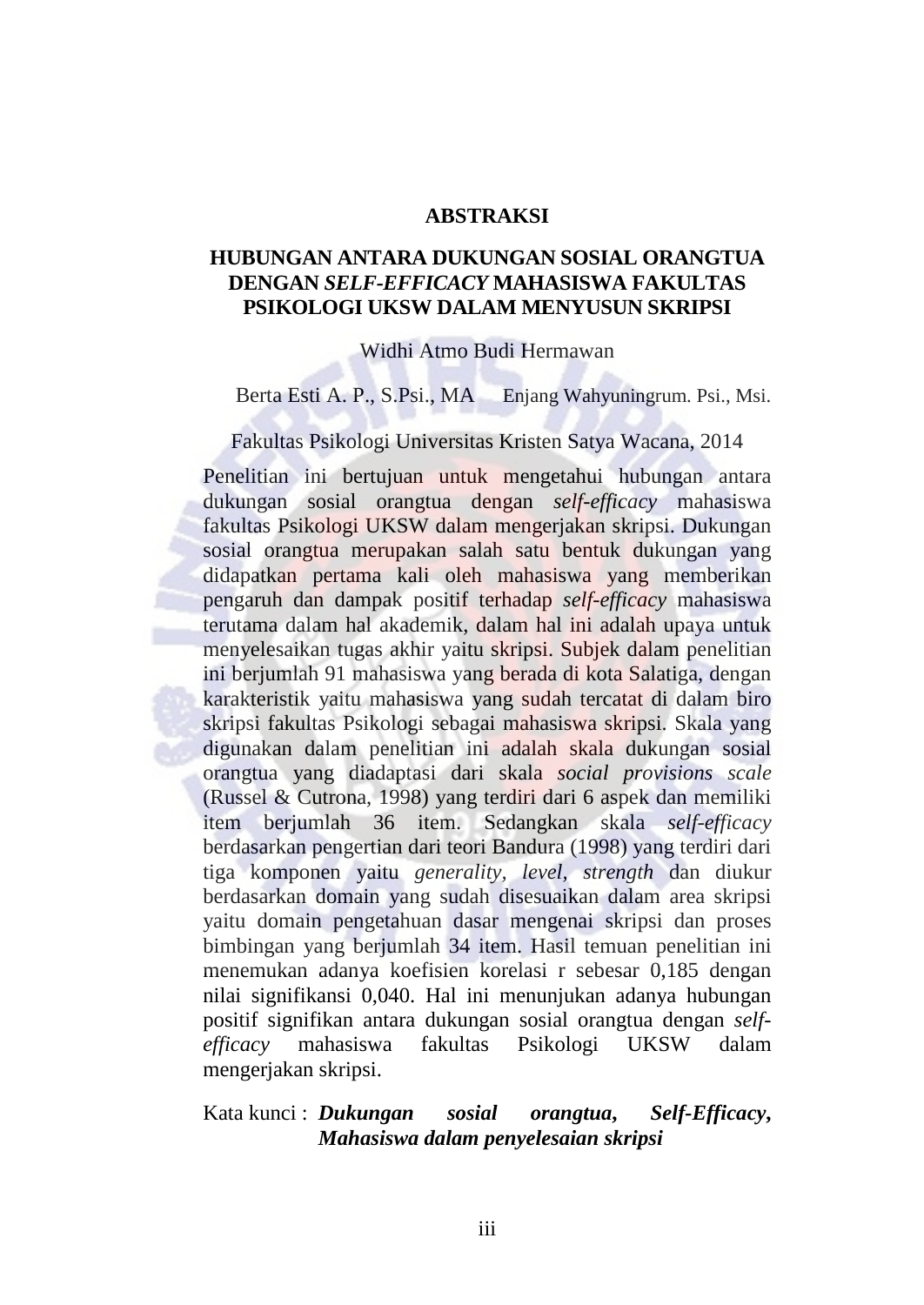# ABSTRAKSI

## HUBUNGAN ANTARA DUKUNGAN SOSIAL ORANGTUA DENGAN *SELF-EFFICACY* MAHASISWA FAKULTAS PSIKOLOGI UKSW DALAM MENYUSUN SKRIPSI

Widhi Atmo Budi Hermawan

Berta Esti A. P., S.Psi., MA     Enjang Wahyuningrum. Psi., Msi.

Fakultas Psikologi Universitas Kristen Satya Wacana, 2014

Penelitian ini bertujuan untuk mengetahui hubungan antara dukungan sosial orangtua dengan *self-efficacy* mahasiswa fakultas Psikologi UKSW dalam mengerjakan skripsi. Dukungan sosial orangtua merupakan salah satu bentuk dukungan yang didapatkan pertama kali oleh mahasiswa yang memberikan pengaruh dan dampak positif terhadap *self-efficacy* mahasiswa terutama dalam hal akademik, dalam hal ini adalah upaya untuk menyelesaikan tugas akhir yaitu skripsi. Subjek dalam penelitian ini berjumlah 91 mahasiswa yang berada di kota Salatiga, dengan karakteristik yaitu mahasiswa yang sudah tercatat di dalam biro skripsi fakultas Psikologi sebagai mahasiswa skripsi. Skala yang digunakan dalam penelitian ini adalah skala dukungan sosial orangtua yang diadaptasi dari skala *social provisions scale* (Russel & Cutrona, 1998) yang terdiri dari 6 aspek dan memiliki item berjumlah 36 item. Sedangkan skala *self-efficacy* berdasarkan pengertian dari teori Bandura (1998) yang terdiri dari tiga komponen yaitu *generality, level, strength* dan diukur berdasarkan domain yang sudah disesuaikan dalam area skripsi yaitu domain pengetahuan dasar mengenai skripsi dan proses bimbingan yang berjumlah 34 item. Hasil temuan penelitian ini menemukan adanya koefisien korelasi r sebesar 0,185 dengan nilai signifikansi 0,040. Hal ini menunjukan adanya hubungan positif signifikan antara dukungan sosial orangtua dengan *self-efficacy* mahasiswa fakultas Psikologi UKSW dalam mengerjakan skripsi.

Kata kunci : ***Dukungan sosial orangtua, Self-Efficacy, Mahasiswa dalam penyelesaian skripsi***